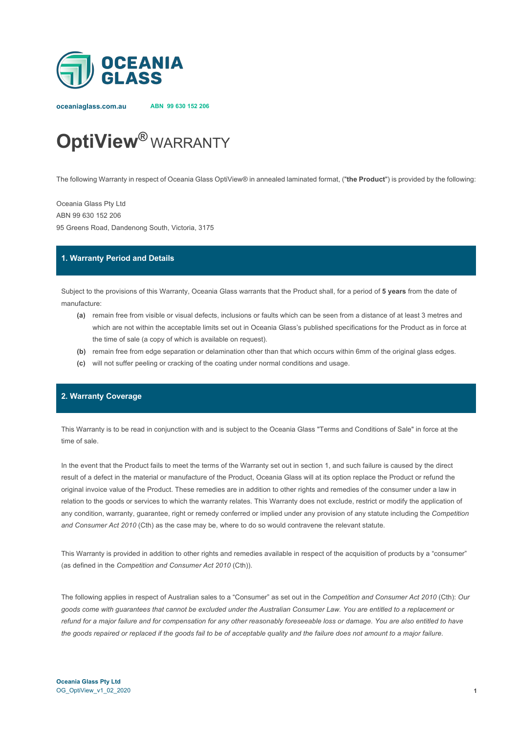OCEANIA GLASS

oceaniaglass.com.au ABN 99 630 152 206

# OptiView® WARRANTY

The following Warranty in respect of Oceania Glass OptiView® in annealed laminated format, ("**the Product**") is provided by the following:

Oceania Glass Pty Ltd
ABN 99 630 152 206
95 Greens Road, Dandenong South, Victoria, 3175

## 1. Warranty Period and Details

Subject to the provisions of this Warranty, Oceania Glass warrants that the Product shall, for a period of **5 years** from the date of manufacture:

- **(a)** remain free from visible or visual defects, inclusions or faults which can be seen from a distance of at least 3 metres and which are not within the acceptable limits set out in Oceania Glass's published specifications for the Product as in force at the time of sale (a copy of which is available on request).
- **(b)** remain free from edge separation or delamination other than that which occurs within 6mm of the original glass edges.
- **(c)** will not suffer peeling or cracking of the coating under normal conditions and usage.

## 2. Warranty Coverage

This Warranty is to be read in conjunction with and is subject to the Oceania Glass "Terms and Conditions of Sale" in force at the time of sale.

In the event that the Product fails to meet the terms of the Warranty set out in section 1, and such failure is caused by the direct result of a defect in the material or manufacture of the Product, Oceania Glass will at its option replace the Product or refund the original invoice value of the Product. These remedies are in addition to other rights and remedies of the consumer under a law in relation to the goods or services to which the warranty relates. This Warranty does not exclude, restrict or modify the application of any condition, warranty, guarantee, right or remedy conferred or implied under any provision of any statute including the *Competition and Consumer Act 2010* (Cth) as the case may be, where to do so would contravene the relevant statute.

This Warranty is provided in addition to other rights and remedies available in respect of the acquisition of products by a "consumer" (as defined in the *Competition and Consumer Act 2010* (Cth)).

The following applies in respect of Australian sales to a "Consumer" as set out in the *Competition and Consumer Act 2010* (Cth): *Our goods come with guarantees that cannot be excluded under the Australian Consumer Law. You are entitled to a replacement or refund for a major failure and for compensation for any other reasonably foreseeable loss or damage. You are also entitled to have the goods repaired or replaced if the goods fail to be of acceptable quality and the failure does not amount to a major failure.*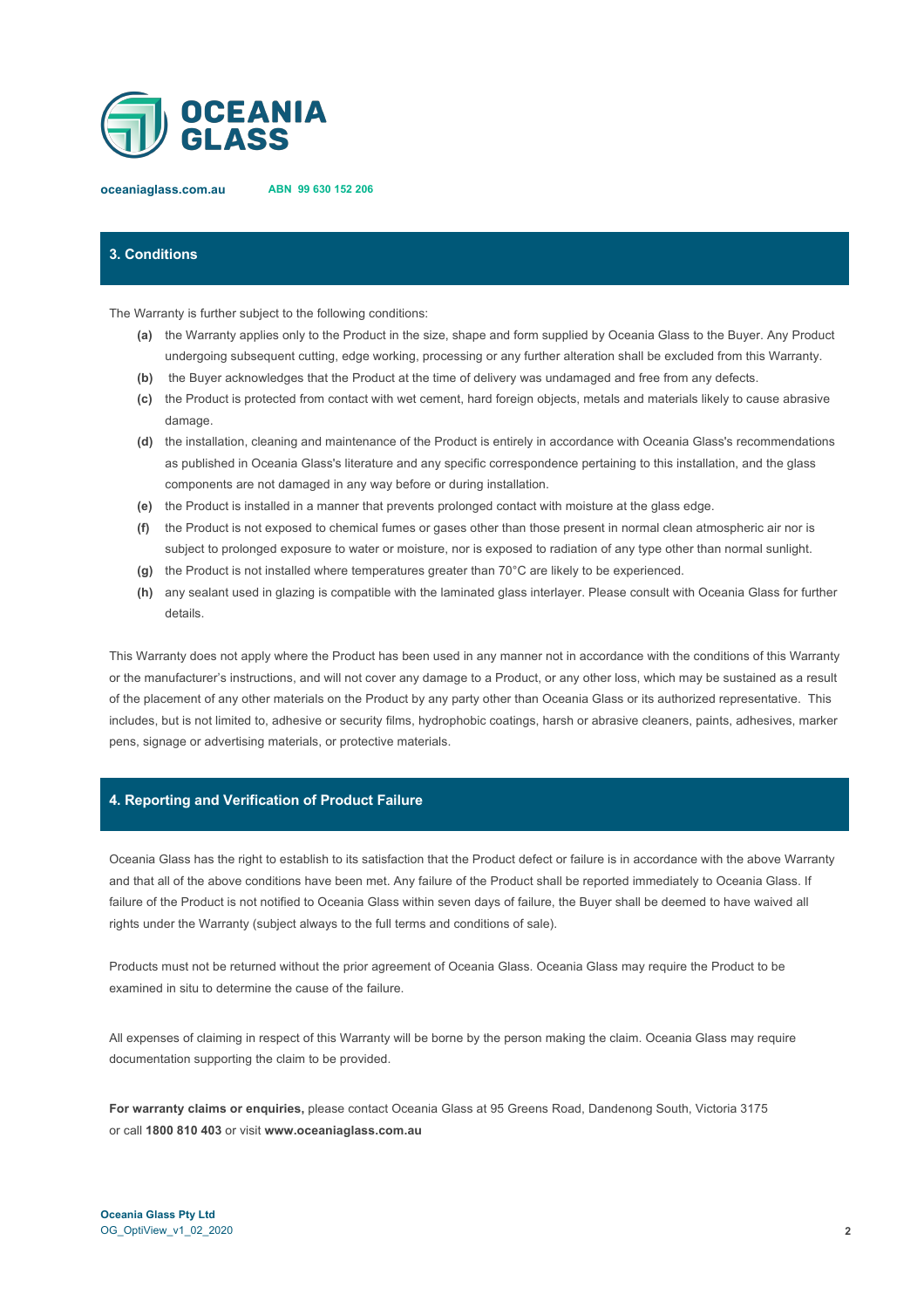## 3. Conditions

The Warranty is further subject to the following conditions:

- **(a)** the Warranty applies only to the Product in the size, shape and form supplied by Oceania Glass to the Buyer. Any Product undergoing subsequent cutting, edge working, processing or any further alteration shall be excluded from this Warranty.
- **(b)** the Buyer acknowledges that the Product at the time of delivery was undamaged and free from any defects.
- **(c)** the Product is protected from contact with wet cement, hard foreign objects, metals and materials likely to cause abrasive damage.
- **(d)** the installation, cleaning and maintenance of the Product is entirely in accordance with Oceania Glass's recommendations as published in Oceania Glass's literature and any specific correspondence pertaining to this installation, and the glass components are not damaged in any way before or during installation.
- **(e)** the Product is installed in a manner that prevents prolonged contact with moisture at the glass edge.
- **(f)** the Product is not exposed to chemical fumes or gases other than those present in normal clean atmospheric air nor is subject to prolonged exposure to water or moisture, nor is exposed to radiation of any type other than normal sunlight.
- **(g)** the Product is not installed where temperatures greater than 70°C are likely to be experienced.
- **(h)** any sealant used in glazing is compatible with the laminated glass interlayer. Please consult with Oceania Glass for further details.

This Warranty does not apply where the Product has been used in any manner not in accordance with the conditions of this Warranty or the manufacturer's instructions, and will not cover any damage to a Product, or any other loss, which may be sustained as a result of the placement of any other materials on the Product by any party other than Oceania Glass or its authorized representative. This includes, but is not limited to, adhesive or security films, hydrophobic coatings, harsh or abrasive cleaners, paints, adhesives, marker pens, signage or advertising materials, or protective materials.

## 4. Reporting and Verification of Product Failure

Oceania Glass has the right to establish to its satisfaction that the Product defect or failure is in accordance with the above Warranty and that all of the above conditions have been met. Any failure of the Product shall be reported immediately to Oceania Glass. If failure of the Product is not notified to Oceania Glass within seven days of failure, the Buyer shall be deemed to have waived all rights under the Warranty (subject always to the full terms and conditions of sale).

Products must not be returned without the prior agreement of Oceania Glass. Oceania Glass may require the Product to be examined in situ to determine the cause of the failure.

All expenses of claiming in respect of this Warranty will be borne by the person making the claim. Oceania Glass may require documentation supporting the claim to be provided.

**For warranty claims or enquiries,** please contact Oceania Glass at 95 Greens Road, Dandenong South, Victoria 3175 or call **1800 810 403** or visit **www.oceaniaglass.com.au**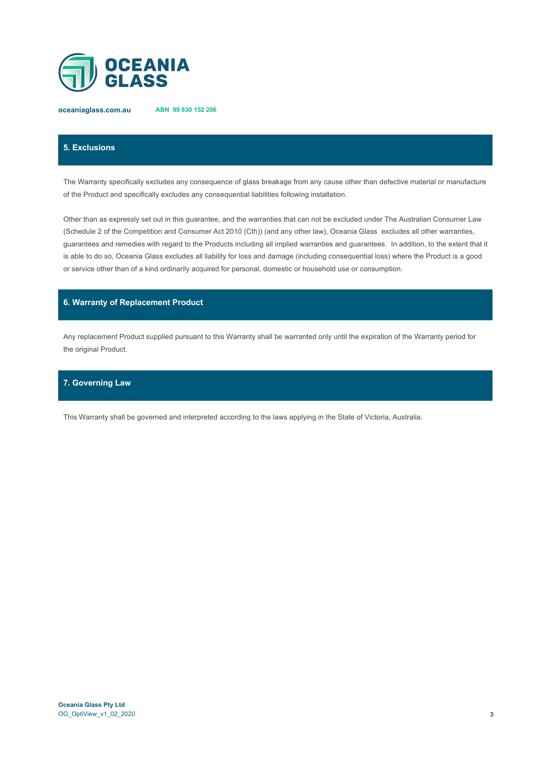**OCEANIA GLASS**

**oceaniaglass.com.au** **ABN 99 630 152 206**

## 5. Exclusions

The Warranty specifically excludes any consequence of glass breakage from any cause other than defective material or manufacture of the Product and specifically excludes any consequential liabilities following installation.

Other than as expressly set out in this guarantee, and the warranties that can not be excluded under The Australian Consumer Law (Schedule 2 of the Competition and Consumer Act 2010 (Cth)) (and any other law), Oceania Glass excludes all other warranties, guarantees and remedies with regard to the Products including all implied warranties and guarantees. In addition, to the extent that it is able to do so, Oceania Glass excludes all liability for loss and damage (including consequential loss) where the Product is a good or service other than of a kind ordinarily acquired for personal, domestic or household use or consumption.

## 6. Warranty of Replacement Product

Any replacement Product supplied pursuant to this Warranty shall be warranted only until the expiration of the Warranty period for the original Product.

## 7. Governing Law

This Warranty shall be governed and interpreted according to the laws applying in the State of Victoria, Australia.

**Oceania Glass Pty Ltd**
OG_OptiView_v1_02_2020